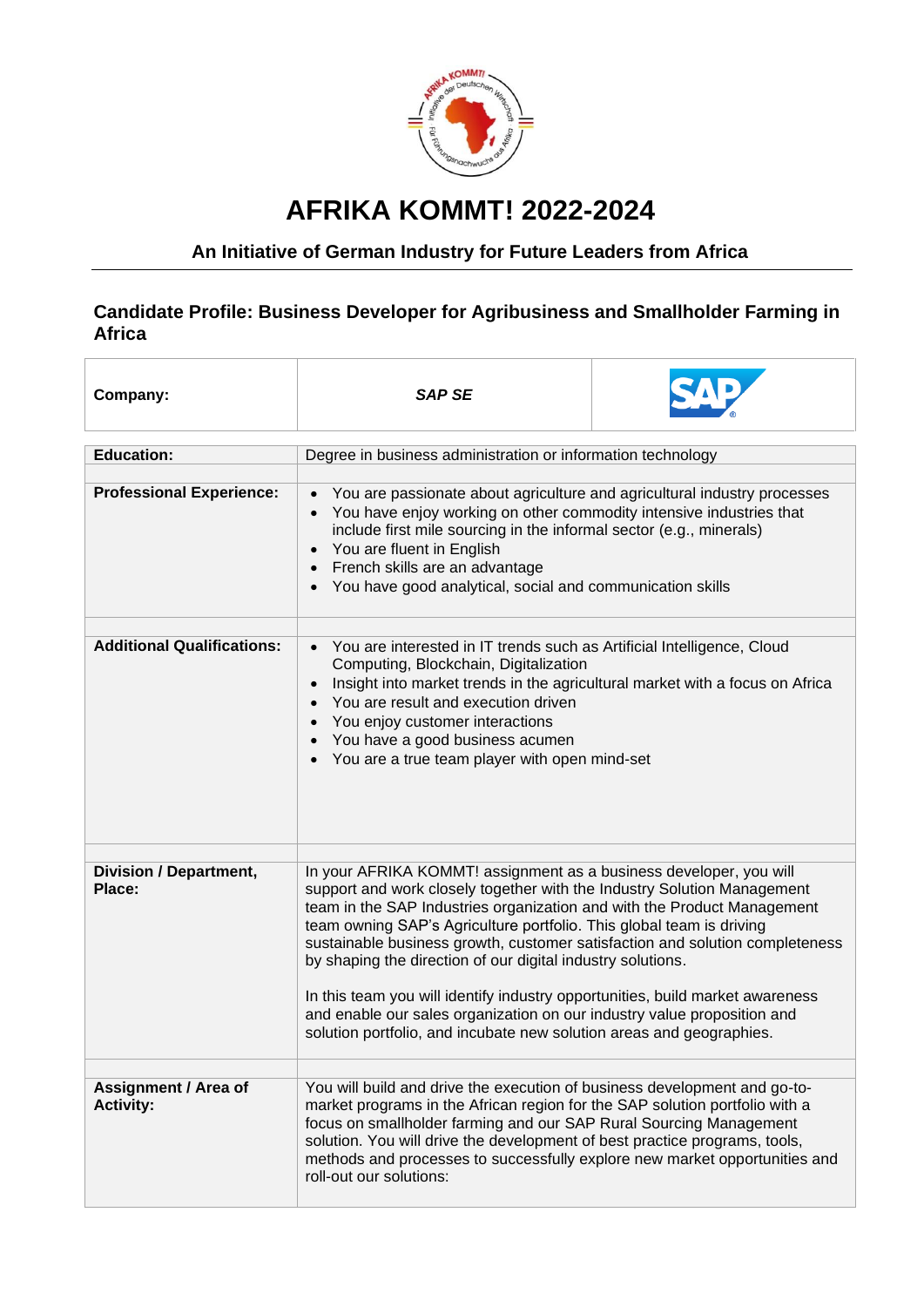# AFRIKA KOMMT! 2022-2024

## An Initiative of German Industry for Future Leaders from Africa

### Candidate Profile: Business Developer for Agribusiness and Smallholder Farming in Africa

| **Company:** | ***SAP SE*** |
|---|---|

| | |
|---|---|
| **Education:** | Degree in business administration or information technology |
| **Professional Experience:** | • You are passionate about agriculture and agricultural industry processes<br>• You have enjoy working on other commodity intensive industries that include first mile sourcing in the informal sector (e.g., minerals)<br>• You are fluent in English<br>• French skills are an advantage<br>• You have good analytical, social and communication skills |
| **Additional Qualifications:** | • You are interested in IT trends such as Artificial Intelligence, Cloud Computing, Blockchain, Digitalization<br>• Insight into market trends in the agricultural market with a focus on Africa<br>• You are result and execution driven<br>• You enjoy customer interactions<br>• You have a good business acumen<br>• You are a true team player with open mind-set |
| **Division / Department, Place:** | In your AFRIKA KOMMT! assignment as a business developer, you will support and work closely together with the Industry Solution Management team in the SAP Industries organization and with the Product Management team owning SAP's Agriculture portfolio. This global team is driving sustainable business growth, customer satisfaction and solution completeness by shaping the direction of our digital industry solutions.<br><br>In this team you will identify industry opportunities, build market awareness and enable our sales organization on our industry value proposition and solution portfolio, and incubate new solution areas and geographies. |
| **Assignment / Area of Activity:** | You will build and drive the execution of business development and go-to-market programs in the African region for the SAP solution portfolio with a focus on smallholder farming and our SAP Rural Sourcing Management solution. You will drive the development of best practice programs, tools, methods and processes to successfully explore new market opportunities and roll-out our solutions: |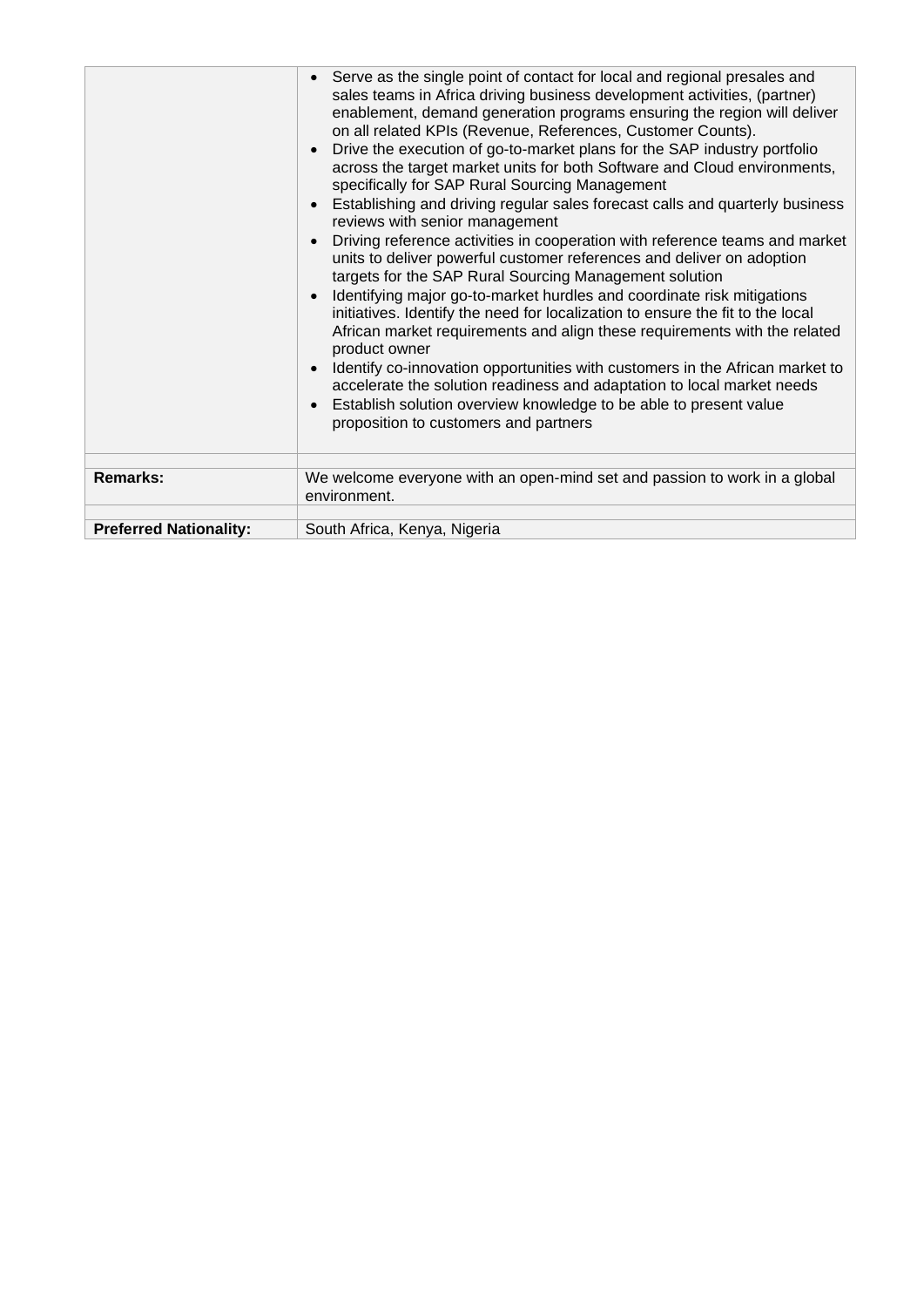| | |
|---|---|
| | • Serve as the single point of contact for local and regional presales and sales teams in Africa driving business development activities, (partner) enablement, demand generation programs ensuring the region will deliver on all related KPIs (Revenue, References, Customer Counts).<br>• Drive the execution of go-to-market plans for the SAP industry portfolio across the target market units for both Software and Cloud environments, specifically for SAP Rural Sourcing Management<br>• Establishing and driving regular sales forecast calls and quarterly business reviews with senior management<br>• Driving reference activities in cooperation with reference teams and market units to deliver powerful customer references and deliver on adoption targets for the SAP Rural Sourcing Management solution<br>• Identifying major go-to-market hurdles and coordinate risk mitigations initiatives. Identify the need for localization to ensure the fit to the local African market requirements and align these requirements with the related product owner<br>• Identify co-innovation opportunities with customers in the African market to accelerate the solution readiness and adaptation to local market needs<br>• Establish solution overview knowledge to be able to present value proposition to customers and partners |
| | |
| **Remarks:** | We welcome everyone with an open-mind set and passion to work in a global environment. |
| | |
| **Preferred Nationality:** | South Africa, Kenya, Nigeria |